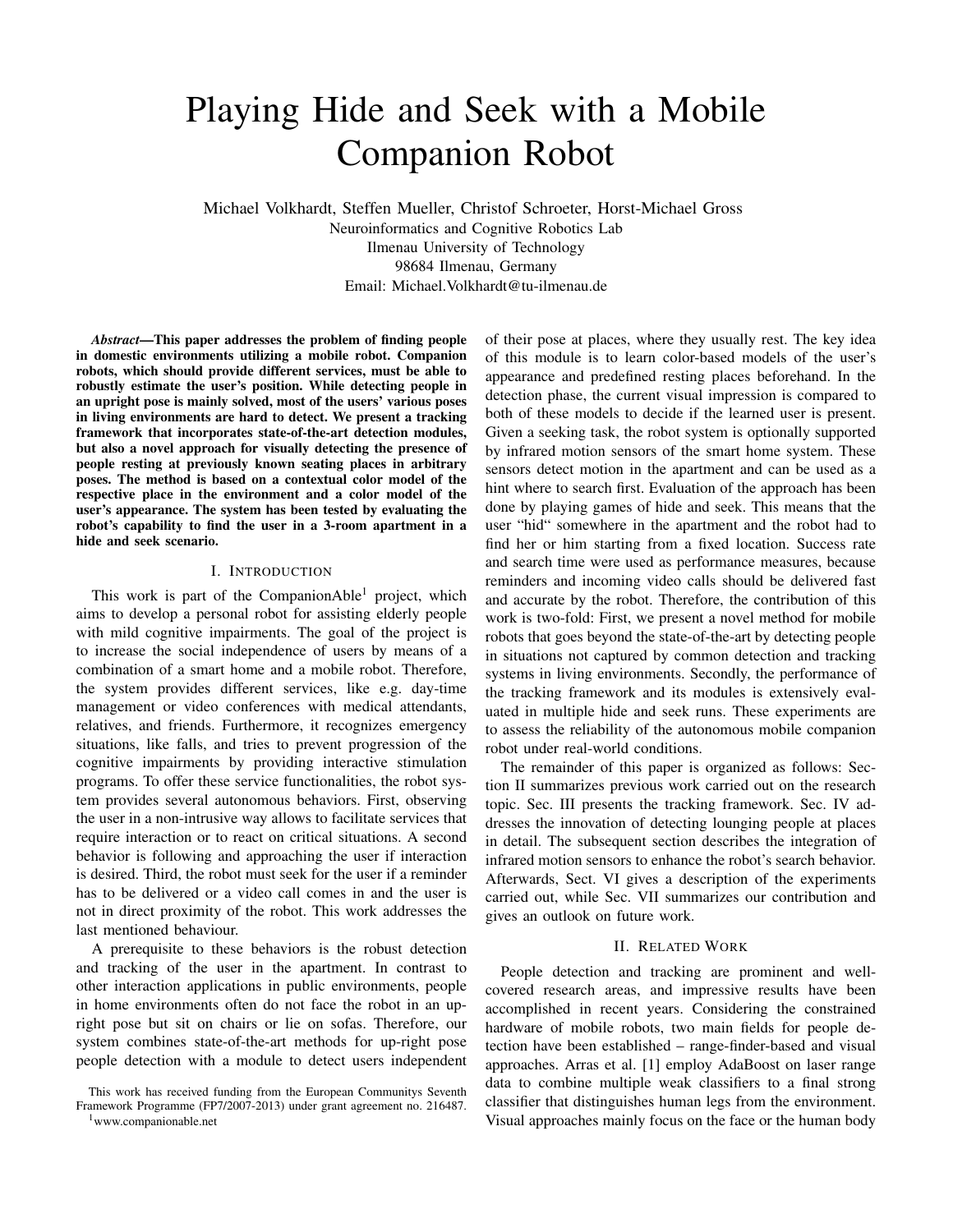# Playing Hide and Seek with a Mobile Companion Robot

Michael Volkhardt, Steffen Mueller, Christof Schroeter, Horst-Michael Gross
Neuroinformatics and Cognitive Robotics Lab
Ilmenau University of Technology
98684 Ilmenau, Germany
Email: Michael.Volkhardt@tu-ilmenau.de

***Abstract*—This paper addresses the problem of finding people in domestic environments utilizing a mobile robot. Companion robots, which should provide different services, must be able to robustly estimate the user's position. While detecting people in an upright pose is mainly solved, most of the users' various poses in living environments are hard to detect. We present a tracking framework that incorporates state-of-the-art detection modules, but also a novel approach for visually detecting the presence of people resting at previously known seating places in arbitrary poses. The method is based on a contextual color model of the respective place in the environment and a color model of the user's appearance. The system has been tested by evaluating the robot's capability to find the user in a 3-room apartment in a hide and seek scenario.**

## I. Introduction

This work is part of the CompanionAble[1] project, which aims to develop a personal robot for assisting elderly people with mild cognitive impairments. The goal of the project is to increase the social independence of users by means of a combination of a smart home and a mobile robot. Therefore, the system provides different services, like e.g. day-time management or video conferences with medical attendants, relatives, and friends. Furthermore, it recognizes emergency situations, like falls, and tries to prevent progression of the cognitive impairments by providing interactive stimulation programs. To offer these service functionalities, the robot system provides several autonomous behaviors. First, observing the user in a non-intrusive way allows to facilitate services that require interaction or to react on critical situations. A second behavior is following and approaching the user if interaction is desired. Third, the robot must seek for the user if a reminder has to be delivered or a video call comes in and the user is not in direct proximity of the robot. This work addresses the last mentioned behaviour.

A prerequisite to these behaviors is the robust detection and tracking of the user in the apartment. In contrast to other interaction applications in public environments, people in home environments often do not face the robot in an upright pose but sit on chairs or lie on sofas. Therefore, our system combines state-of-the-art methods for up-right pose people detection with a module to detect users independent of their pose at places, where they usually rest. The key idea of this module is to learn color-based models of the user's appearance and predefined resting places beforehand. In the detection phase, the current visual impression is compared to both of these models to decide if the learned user is present. Given a seeking task, the robot system is optionally supported by infrared motion sensors of the smart home system. These sensors detect motion in the apartment and can be used as a hint where to search first. Evaluation of the approach has been done by playing games of hide and seek. This means that the user "hid" somewhere in the apartment and the robot had to find her or him starting from a fixed location. Success rate and search time were used as performance measures, because reminders and incoming video calls should be delivered fast and accurate by the robot. Therefore, the contribution of this work is two-fold: First, we present a novel method for mobile robots that goes beyond the state-of-the-art by detecting people in situations not captured by common detection and tracking systems in living environments. Secondly, the performance of the tracking framework and its modules is extensively evaluated in multiple hide and seek runs. These experiments are to assess the reliability of the autonomous mobile companion robot under real-world conditions.

The remainder of this paper is organized as follows: Section II summarizes previous work carried out on the research topic. Sec. III presents the tracking framework. Sec. IV addresses the innovation of detecting lounging people at places in detail. The subsequent section describes the integration of infrared motion sensors to enhance the robot's search behavior. Afterwards, Sect. VI gives a description of the experiments carried out, while Sec. VII summarizes our contribution and gives an outlook on future work.

## II. Related Work

People detection and tracking are prominent and well-covered research areas, and impressive results have been accomplished in recent years. Considering the constrained hardware of mobile robots, two main fields for people detection have been established – range-finder-based and visual approaches. Arras et al. [1] employ AdaBoost on laser range data to combine multiple weak classifiers to a final strong classifier that distinguishes human legs from the environment. Visual approaches mainly focus on the face or the human body

This work has received funding from the European Communitys Seventh Framework Programme (FP7/2007-2013) under grant agreement no. 216487.

[1] www.companionable.net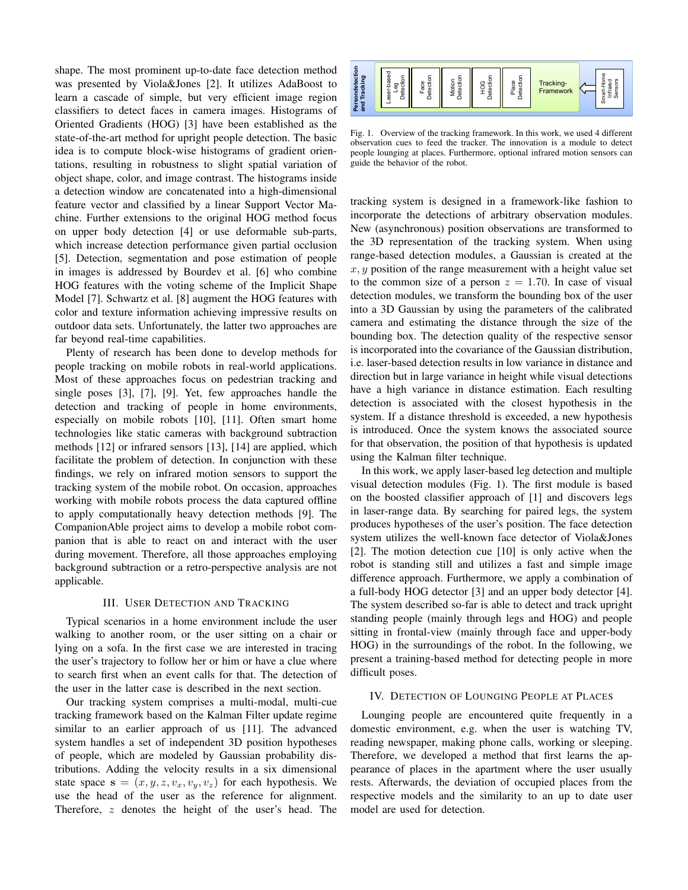shape. The most prominent up-to-date face detection method was presented by Viola&Jones [2]. It utilizes AdaBoost to learn a cascade of simple, but very efficient image region classifiers to detect faces in camera images. Histograms of Oriented Gradients (HOG) [3] have been established as the state-of-the-art method for upright people detection. The basic idea is to compute block-wise histograms of gradient orientations, resulting in robustness to slight spatial variation of object shape, color, and image contrast. The histograms inside a detection window are concatenated into a high-dimensional feature vector and classified by a linear Support Vector Machine. Further extensions to the original HOG method focus on upper body detection [4] or use deformable sub-parts, which increase detection performance given partial occlusion [5]. Detection, segmentation and pose estimation of people in images is addressed by Bourdev et al. [6] who combine HOG features with the voting scheme of the Implicit Shape Model [7]. Schwartz et al. [8] augment the HOG features with color and texture information achieving impressive results on outdoor data sets. Unfortunately, the latter two approaches are far beyond real-time capabilities.

Plenty of research has been done to develop methods for people tracking on mobile robots in real-world applications. Most of these approaches focus on pedestrian tracking and single poses [3], [7], [9]. Yet, few approaches handle the detection and tracking of people in home environments, especially on mobile robots [10], [11]. Often smart home technologies like static cameras with background subtraction methods [12] or infrared sensors [13], [14] are applied, which facilitate the problem of detection. In conjunction with these findings, we rely on infrared motion sensors to support the tracking system of the mobile robot. On occasion, approaches working with mobile robots process the data captured offline to apply computationally heavy detection methods [9]. The CompanionAble project aims to develop a mobile robot companion that is able to react on and interact with the user during movement. Therefore, all those approaches employing background subtraction or a retro-perspective analysis are not applicable.

## III. User Detection and Tracking

Typical scenarios in a home environment include the user walking to another room, or the user sitting on a chair or lying on a sofa. In the first case we are interested in tracing the user's trajectory to follow her or him or have a clue where to search first when an event calls for that. The detection of the user in the latter case is described in the next section.

Our tracking system comprises a multi-modal, multi-cue tracking framework based on the Kalman Filter update regime similar to an earlier approach of us [11]. The advanced system handles a set of independent 3D position hypotheses of people, which are modeled by Gaussian probability distributions. Adding the velocity results in a six dimensional state space $\mathbf{s} = (x, y, z, v_x, v_y, v_z)$ for each hypothesis. We use the head of the user as the reference for alignment. Therefore, $z$ denotes the height of the user's head. The tracking system is designed in a framework-like fashion to incorporate the detections of arbitrary observation modules. New (asynchronous) position observations are transformed to the 3D representation of the tracking system. When using range-based detection modules, a Gaussian is created at the $x, y$ position of the range measurement with a height value set to the common size of a person $z = 1.70$. In case of visual detection modules, we transform the bounding box of the user into a 3D Gaussian by using the parameters of the calibrated camera and estimating the distance through the size of the bounding box. The detection quality of the respective sensor is incorporated into the covariance of the Gaussian distribution, i.e. laser-based detection results in low variance in distance and direction but in large variance in height while visual detections have a high variance in distance estimation. Each resulting detection is associated with the closest hypothesis in the system. If a distance threshold is exceeded, a new hypothesis is introduced. Once the system knows the associated source for that observation, the position of that hypothesis is updated using the Kalman filter technique.

Persondetection and Tracking

Laser-based Leg Detection

Face Detection

Motion Detection

HOG Detection

Place Detection

Tracking-Framework

Smart-Home Infrared Sensors

Fig. 1. Overview of the tracking framework. In this work, we used 4 different observation cues to feed the tracker. The innovation is a module to detect people lounging at places. Furthermore, optional infrared motion sensors can guide the behavior of the robot.

In this work, we apply laser-based leg detection and multiple visual detection modules (Fig. 1). The first module is based on the boosted classifier approach of [1] and discovers legs in laser-range data. By searching for paired legs, the system produces hypotheses of the user's position. The face detection system utilizes the well-known face detector of Viola&Jones [2]. The motion detection cue [10] is only active when the robot is standing still and utilizes a fast and simple image difference approach. Furthermore, we apply a combination of a full-body HOG detector [3] and an upper body detector [4]. The system described so-far is able to detect and track upright standing people (mainly through legs and HOG) and people sitting in frontal-view (mainly through face and upper-body HOG) in the surroundings of the robot. In the following, we present a training-based method for detecting people in more difficult poses.

## IV. Detection of Lounging People at Places

Lounging people are encountered quite frequently in a domestic environment, e.g. when the user is watching TV, reading newspaper, making phone calls, working or sleeping. Therefore, we developed a method that first learns the appearance of places in the apartment where the user usually rests. Afterwards, the deviation of occupied places from the respective models and the similarity to an up to date user model are used for detection.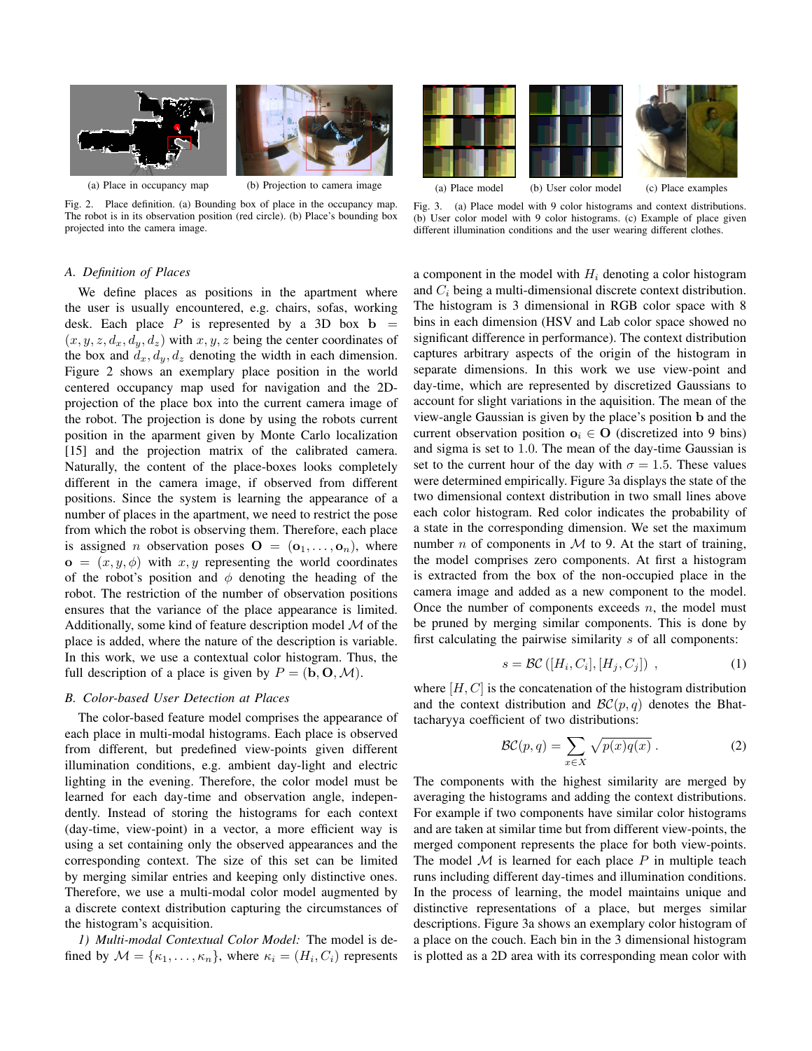(a) Place in occupancy map

(b) Projection to camera image

Fig. 2. Place definition. (a) Bounding box of place in the occupancy map. The robot is in its observation position (red circle). (b) Place's bounding box projected into the camera image.

(a) Place model

(b) User color model

(c) Place examples

Fig. 3. (a) Place model with 9 color histograms and context distributions. (b) User color model with 9 color histograms. (c) Example of place given different illumination conditions and the user wearing different clothes.

### A. Definition of Places

We define places as positions in the apartment where the user is usually encountered, e.g. chairs, sofas, working desk. Each place $P$ is represented by a 3D box $\mathbf{b} = (x, y, z, d_x, d_y, d_z)$ with $x, y, z$ being the center coordinates of the box and $d_x, d_y, d_z$ denoting the width in each dimension. Figure 2 shows an exemplary place position in the world centered occupancy map used for navigation and the 2D-projection of the place box into the current camera image of the robot. The projection is done by using the robots current position in the aparment given by Monte Carlo localization [15] and the projection matrix of the calibrated camera. Naturally, the content of the place-boxes looks completely different in the camera image, if observed from different positions. Since the system is learning the appearance of a number of places in the apartment, we need to restrict the pose from which the robot is observing them. Therefore, each place is assigned $n$ observation poses $\mathbf{O} = (\mathbf{o}_1, \ldots, \mathbf{o}_n)$, where $\mathbf{o} = (x, y, \phi)$ with $x, y$ representing the world coordinates of the robot's position and $\phi$ denoting the heading of the robot. The restriction of the number of observation positions ensures that the variance of the place appearance is limited. Additionally, some kind of feature description model $\mathcal{M}$ of the place is added, where the nature of the description is variable. In this work, we use a contextual color histogram. Thus, the full description of a place is given by $P = (\mathbf{b}, \mathbf{O}, \mathcal{M})$.

### B. Color-based User Detection at Places

The color-based feature model comprises the appearance of each place in multi-modal histograms. Each place is observed from different, but predefined view-points given different illumination conditions, e.g. ambient day-light and electric lighting in the evening. Therefore, the color model must be learned for each day-time and observation angle, independently. Instead of storing the histograms for each context (day-time, view-point) in a vector, a more efficient way is using a set containing only the observed appearances and the corresponding context. The size of this set can be limited by merging similar entries and keeping only distinctive ones. Therefore, we use a multi-modal color model augmented by a discrete context distribution capturing the circumstances of the histogram's acquisition.

*1) Multi-modal Contextual Color Model:* The model is defined by $\mathcal{M} = \{\kappa_1, \ldots, \kappa_n\}$, where $\kappa_i = (H_i, C_i)$ represents a component in the model with $H_i$ denoting a color histogram and $C_i$ being a multi-dimensional discrete context distribution. The histogram is 3 dimensional in RGB color space with 8 bins in each dimension (HSV and Lab color space showed no significant difference in performance). The context distribution captures arbitrary aspects of the origin of the histogram in separate dimensions. In this work we use view-point and day-time, which are represented by discretized Gaussians to account for slight variations in the aquisition. The mean of the view-angle Gaussian is given by the place's position $\mathbf{b}$ and the current observation position $\mathbf{o}_i \in \mathbf{O}$ (discretized into 9 bins) and sigma is set to 1.0. The mean of the day-time Gaussian is set to the current hour of the day with $\sigma = 1.5$. These values were determined empirically. Figure 3a displays the state of the two dimensional context distribution in two small lines above each color histogram. Red color indicates the probability of a state in the corresponding dimension. We set the maximum number $n$ of components in $\mathcal{M}$ to 9. At the start of training, the model comprises zero components. At first a histogram is extracted from the box of the non-occupied place in the camera image and added as a new component to the model. Once the number of components exceeds $n$, the model must be pruned by merging similar components. This is done by first calculating the pairwise similarity $s$ of all components:

$$s = \mathcal{BC}\left([H_i, C_i], [H_j, C_j]\right) , \tag{1}$$

where $[H, C]$ is the concatenation of the histogram distribution and the context distribution and $\mathcal{BC}(p, q)$ denotes the Bhattacharyya coefficient of two distributions:

$$\mathcal{BC}(p, q) = \sum_{x \in X} \sqrt{p(x)q(x)} . \tag{2}$$

The components with the highest similarity are merged by averaging the histograms and adding the context distributions. For example if two components have similar color histograms and are taken at similar time but from different view-points, the merged component represents the place for both view-points. The model $\mathcal{M}$ is learned for each place $P$ in multiple teach runs including different day-times and illumination conditions. In the process of learning, the model maintains unique and distinctive representations of a place, but merges similar descriptions. Figure 3a shows an exemplary color histogram of a place on the couch. Each bin in the 3 dimensional histogram is plotted as a 2D area with its corresponding mean color with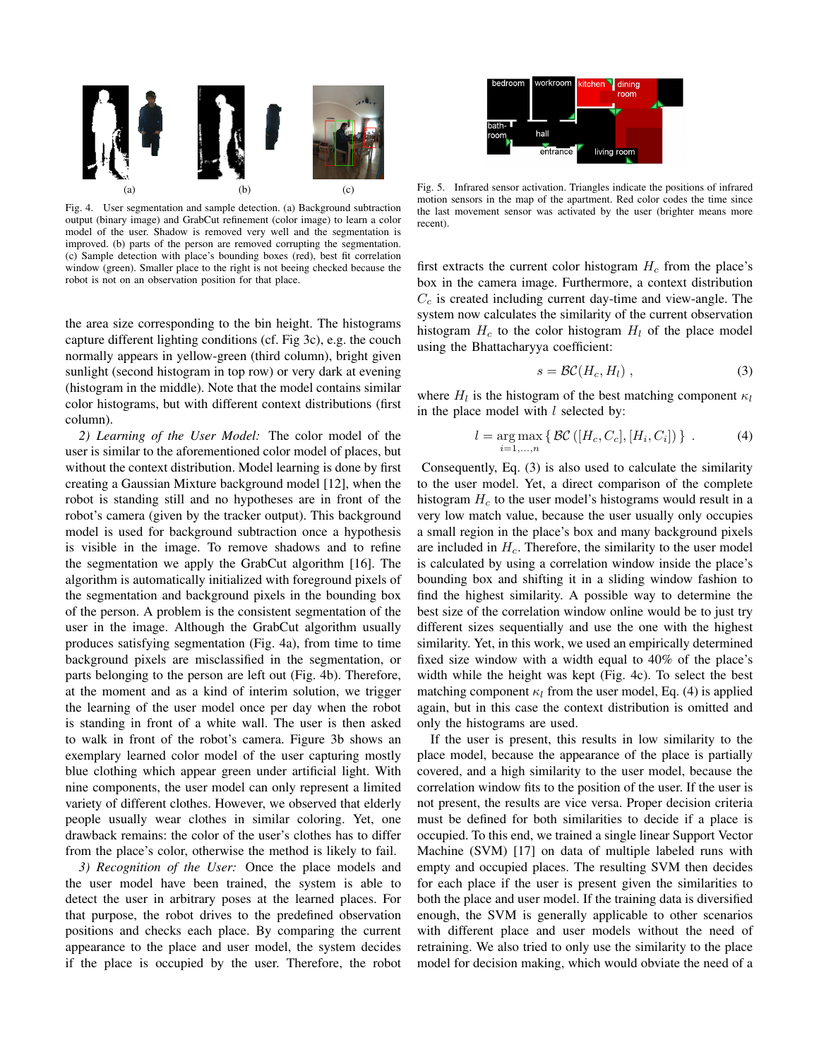(a) (b) (c)

Fig. 4. User segmentation and sample detection. (a) Background subtraction output (binary image) and GrabCut refinement (color image) to learn a color model of the user. Shadow is removed very well and the segmentation is improved. (b) parts of the person are removed corrupting the segmentation. (c) Sample detection with place's bounding boxes (red), best fit correlation window (green). Smaller place to the right is not beeing checked because the robot is not on an observation position for that place.

the area size corresponding to the bin height. The histograms capture different lighting conditions (cf. Fig 3c), e.g. the couch normally appears in yellow-green (third column), bright given sunlight (second histogram in top row) or very dark at evening (histogram in the middle). Note that the model contains similar color histograms, but with different context distributions (first column).

*2) Learning of the User Model:* The color model of the user is similar to the aforementioned color model of places, but without the context distribution. Model learning is done by first creating a Gaussian Mixture background model [12], when the robot is standing still and no hypotheses are in front of the robot's camera (given by the tracker output). This background model is used for background subtraction once a hypothesis is visible in the image. To remove shadows and to refine the segmentation we apply the GrabCut algorithm [16]. The algorithm is automatically initialized with foreground pixels of the segmentation and background pixels in the bounding box of the person. A problem is the consistent segmentation of the user in the image. Although the GrabCut algorithm usually produces satisfying segmentation (Fig. 4a), from time to time background pixels are misclassified in the segmentation, or parts belonging to the person are left out (Fig. 4b). Therefore, at the moment and as a kind of interim solution, we trigger the learning of the user model once per day when the robot is standing in front of a white wall. The user is then asked to walk in front of the robot's camera. Figure 3b shows an exemplary learned color model of the user capturing mostly blue clothing which appear green under artificial light. With nine components, the user model can only represent a limited variety of different clothes. However, we observed that elderly people usually wear clothes in similar coloring. Yet, one drawback remains: the color of the user's clothes has to differ from the place's color, otherwise the method is likely to fail.

*3) Recognition of the User:* Once the place models and the user model have been trained, the system is able to detect the user in arbitrary poses at the learned places. For that purpose, the robot drives to the predefined observation positions and checks each place. By comparing the current appearance to the place and user model, the system decides if the place is occupied by the user. Therefore, the robot first extracts the current color histogram $H_c$ from the place's box in the camera image. Furthermore, a context distribution $C_c$ is created including current day-time and view-angle. The system now calculates the similarity of the current observation histogram $H_c$ to the color histogram $H_l$ of the place model using the Bhattacharyya coefficient:

$$s = \mathcal{BC}(H_c, H_l) \ , \tag{3}$$

where $H_l$ is the histogram of the best matching component $\kappa_l$ in the place model with $l$ selected by:

$$l = \underset{i=1,\ldots,n}{\arg\max} \left\{ \mathcal{BC}\left([H_c, C_c], [H_i, C_i]\right) \right\} \ . \tag{4}$$

Consequently, Eq. (3) is also used to calculate the similarity to the user model. Yet, a direct comparison of the complete histogram $H_c$ to the user model's histograms would result in a very low match value, because the user usually only occupies a small region in the place's box and many background pixels are included in $H_c$. Therefore, the similarity to the user model is calculated by using a correlation window inside the place's bounding box and shifting it in a sliding window fashion to find the highest similarity. A possible way to determine the best size of the correlation window online would be to just try different sizes sequentially and use the one with the highest similarity. Yet, in this work, we used an empirically determined fixed size window with a width equal to 40% of the place's width while the height was kept (Fig. 4c). To select the best matching component $\kappa_l$ from the user model, Eq. (4) is applied again, but in this case the context distribution is omitted and only the histograms are used.

If the user is present, this results in low similarity to the place model, because the appearance of the place is partially covered, and a high similarity to the user model, because the correlation window fits to the position of the user. If the user is not present, the results are vice versa. Proper decision criteria must be defined for both similarities to decide if a place is occupied. To this end, we trained a single linear Support Vector Machine (SVM) [17] on data of multiple labeled runs with empty and occupied places. The resulting SVM then decides for each place if the user is present given the similarities to both the place and user model. If the training data is diversified enough, the SVM is generally applicable to other scenarios with different place and user models without the need of retraining. We also tried to only use the similarity to the place model for decision making, which would obviate the need of a

bedroom
workroom
kitchen
dining room
bath-room
hall
entrance
living room

Fig. 5. Infrared sensor activation. Triangles indicate the positions of infrared motion sensors in the map of the apartment. Red color codes the time since the last movement sensor was activated by the user (brighter means more recent).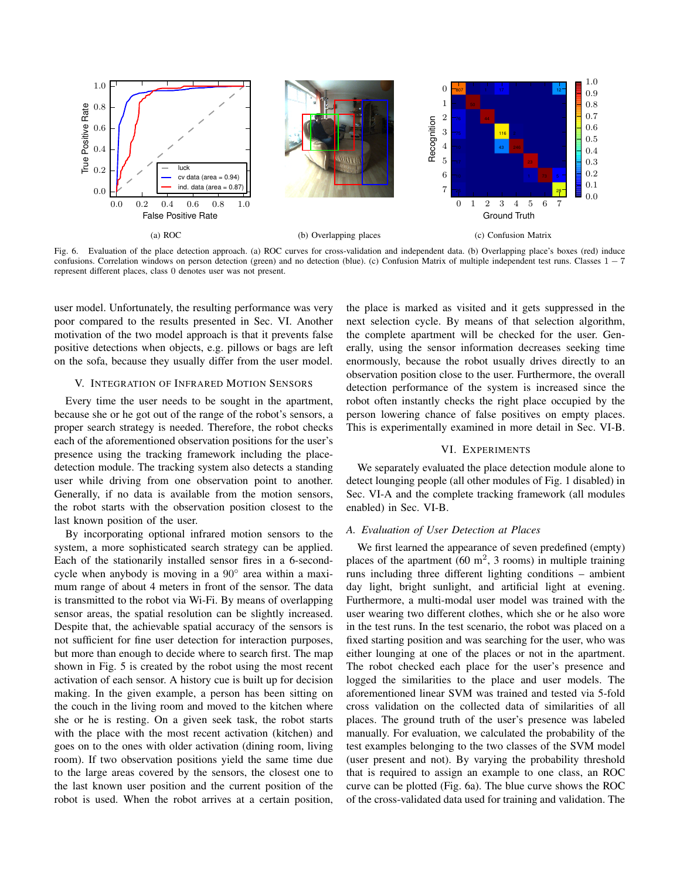(a) ROC

1.0
0.8
0.6
0.4
0.2
0.0
True Positive Rate
0.0 0.2 0.4 0.6 0.8 1.0
False Positive Rate
luck
cv data (area = 0.94)
ind. data (area = 0.87)

(b) Overlapping places

(c) Confusion Matrix

Recognition
Ground Truth
0 1 2 3 4 5 6 7
1.0 0.9 0.8 0.7 0.6 0.5 0.4 0.3 0.2 0.1 0.0

Fig. 6. Evaluation of the place detection approach. (a) ROC curves for cross-validation and independent data. (b) Overlapping place's boxes (red) induce confusions. Correlation windows on person detection (green) and no detection (blue). (c) Confusion Matrix of multiple independent test runs. Classes $1-7$ represent different places, class 0 denotes user was not present.

user model. Unfortunately, the resulting performance was very poor compared to the results presented in Sec. VI. Another motivation of the two model approach is that it prevents false positive detections when objects, e.g. pillows or bags are left on the sofa, because they usually differ from the user model.

## V. Integration of Infrared Motion Sensors

Every time the user needs to be sought in the apartment, because she or he got out of the range of the robot's sensors, a proper search strategy is needed. Therefore, the robot checks each of the aforementioned observation positions for the user's presence using the tracking framework including the place-detection module. The tracking system also detects a standing user while driving from one observation point to another. Generally, if no data is available from the motion sensors, the robot starts with the observation position closest to the last known position of the user.

By incorporating optional infrared motion sensors to the system, a more sophisticated search strategy can be applied. Each of the stationarily installed sensor fires in a 6-second-cycle when anybody is moving in a 90° area within a maximum range of about 4 meters in front of the sensor. The data is transmitted to the robot via Wi-Fi. By means of overlapping sensor areas, the spatial resolution can be slightly increased. Despite that, the achievable spatial accuracy of the sensors is not sufficient for fine user detection for interaction purposes, but more than enough to decide where to search first. The map shown in Fig. 5 is created by the robot using the most recent activation of each sensor. A history cue is built up for decision making. In the given example, a person has been sitting on the couch in the living room and moved to the kitchen where she or he is resting. On a given seek task, the robot starts with the place with the most recent activation (kitchen) and goes on to the ones with older activation (dining room, living room). If two observation positions yield the same time due to the large areas covered by the sensors, the closest one to the last known user position and the current position of the robot is used. When the robot arrives at a certain position, the place is marked as visited and it gets suppressed in the next selection cycle. By means of that selection algorithm, the complete apartment will be checked for the user. Generally, using the sensor information decreases seeking time enormously, because the robot usually drives directly to an observation position close to the user. Furthermore, the overall detection performance of the system is increased since the robot often instantly checks the right place occupied by the person lowering chance of false positives on empty places. This is experimentally examined in more detail in Sec. VI-B.

## VI. Experiments

We separately evaluated the place detection module alone to detect lounging people (all other modules of Fig. 1 disabled) in Sec. VI-A and the complete tracking framework (all modules enabled) in Sec. VI-B.

### *A. Evaluation of User Detection at Places*

We first learned the appearance of seven predefined (empty) places of the apartment (60 $m^2$, 3 rooms) in multiple training runs including three different lighting conditions – ambient day light, bright sunlight, and artificial light at evening. Furthermore, a multi-modal user model was trained with the user wearing two different clothes, which she or he also wore in the test runs. In the test scenario, the robot was placed on a fixed starting position and was searching for the user, who was either lounging at one of the places or not in the apartment. The robot checked each place for the user's presence and logged the similarities to the place and user models. The aforementioned linear SVM was trained and tested via 5-fold cross validation on the collected data of similarities of all places. The ground truth of the user's presence was labeled manually. For evaluation, we calculated the probability of the test examples belonging to the two classes of the SVM model (user present and not). By varying the probability threshold that is required to assign an example to one class, an ROC curve can be plotted (Fig. 6a). The blue curve shows the ROC of the cross-validated data used for training and validation. The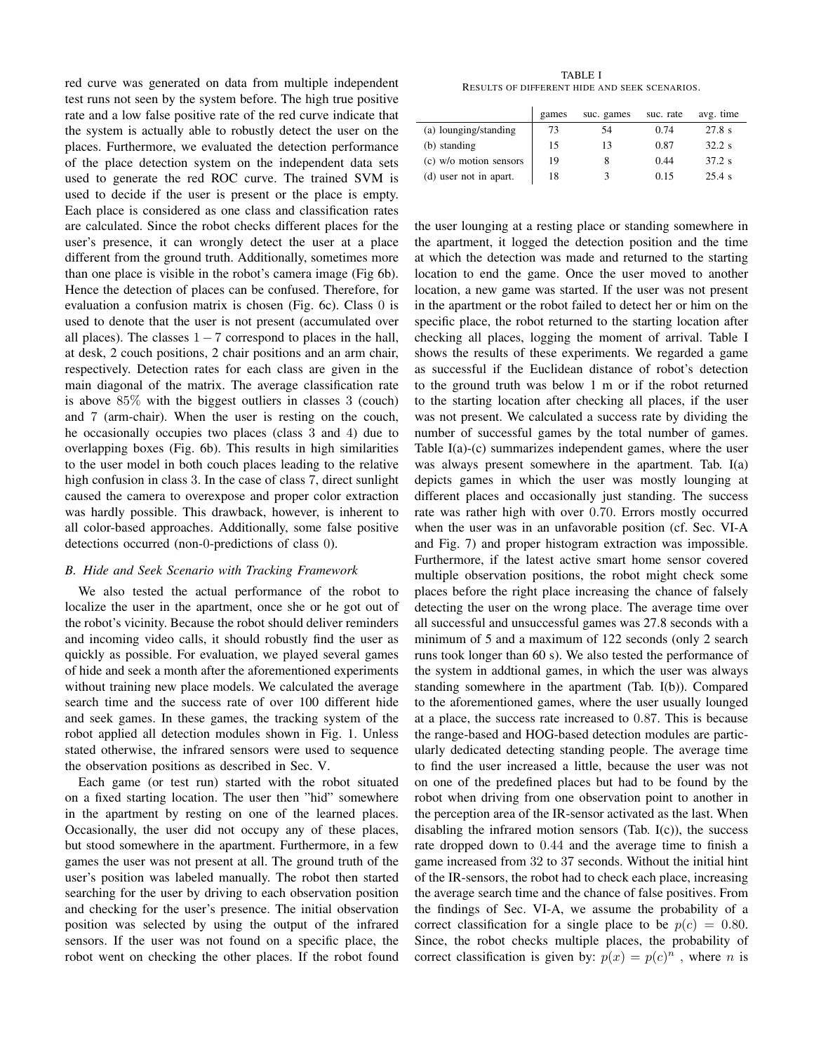red curve was generated on data from multiple independent test runs not seen by the system before. The high true positive rate and a low false positive rate of the red curve indicate that the system is actually able to robustly detect the user on the places. Furthermore, we evaluated the detection performance of the place detection system on the independent data sets used to generate the red ROC curve. The trained SVM is used to decide if the user is present or the place is empty. Each place is considered as one class and classification rates are calculated. Since the robot checks different places for the user's presence, it can wrongly detect the user at a place different from the ground truth. Additionally, sometimes more than one place is visible in the robot's camera image (Fig 6b). Hence the detection of places can be confused. Therefore, for evaluation a confusion matrix is chosen (Fig. 6c). Class 0 is used to denote that the user is not present (accumulated over all places). The classes $1-7$ correspond to places in the hall, at desk, 2 couch positions, 2 chair positions and an arm chair, respectively. Detection rates for each class are given in the main diagonal of the matrix. The average classification rate is above $85\%$ with the biggest outliers in classes 3 (couch) and 7 (arm-chair). When the user is resting on the couch, he occasionally occupies two places (class 3 and 4) due to overlapping boxes (Fig. 6b). This results in high similarities to the user model in both couch places leading to the relative high confusion in class 3. In the case of class 7, direct sunlight caused the camera to overexpose and proper color extraction was hardly possible. This drawback, however, is inherent to all color-based approaches. Additionally, some false positive detections occurred (non-0-predictions of class 0).

### B. Hide and Seek Scenario with Tracking Framework

We also tested the actual performance of the robot to localize the user in the apartment, once she or he got out of the robot's vicinity. Because the robot should deliver reminders and incoming video calls, it should robustly find the user as quickly as possible. For evaluation, we played several games of hide and seek a month after the aforementioned experiments without training new place models. We calculated the average search time and the success rate of over 100 different hide and seek games. In these games, the tracking system of the robot applied all detection modules shown in Fig. 1. Unless stated otherwise, the infrared sensors were used to sequence the observation positions as described in Sec. V.

Each game (or test run) started with the robot situated on a fixed starting location. The user then "hid" somewhere in the apartment by resting on one of the learned places. Occasionally, the user did not occupy any of these places, but stood somewhere in the apartment. Furthermore, in a few games the user was not present at all. The ground truth of the user's position was labeled manually. The robot then started searching for the user by driving to each observation position and checking for the user's presence. The initial observation position was selected by using the output of the infrared sensors. If the user was not found on a specific place, the robot went on checking the other places. If the robot found the user lounging at a resting place or standing somewhere in the apartment, it logged the detection position and the time at which the detection was made and returned to the starting location to end the game. Once the user moved to another location, a new game was started. If the user was not present in the apartment or the robot failed to detect her or him on the specific place, the robot returned to the starting location after checking all places, logging the moment of arrival. Table I shows the results of these experiments. We regarded a game as successful if the Euclidean distance of robot's detection to the ground truth was below 1 m or if the robot returned to the starting location after checking all places, if the user was not present. We calculated a success rate by dividing the number of successful games by the total number of games. Table I(a)-(c) summarizes independent games, where the user was always present somewhere in the apartment. Tab. I(a) depicts games in which the user was mostly lounging at different places and occasionally just standing. The success rate was rather high with over $0.70$. Errors mostly occurred when the user was in an unfavorable position (cf. Sec. VI-A and Fig. 7) and proper histogram extraction was impossible. Furthermore, if the latest active smart home sensor covered multiple observation positions, the robot might check some places before the right place increasing the chance of falsely detecting the user on the wrong place. The average time over all successful and unsuccessful games was 27.8 seconds with a minimum of 5 and a maximum of 122 seconds (only 2 search runs took longer than 60 s). We also tested the performance of the system in addtional games, in which the user was always standing somewhere in the apartment (Tab. I(b)). Compared to the aforementioned games, where the user usually lounged at a place, the success rate increased to $0.87$. This is because the range-based and HOG-based detection modules are particularly dedicated detecting standing people. The average time to find the user increased a little, because the user was not on one of the predefined places but had to be found by the robot when driving from one observation point to another in the perception area of the IR-sensor activated as the last. When disabling the infrared motion sensors (Tab. I(c)), the success rate dropped down to $0.44$ and the average time to finish a game increased from 32 to 37 seconds. Without the initial hint of the IR-sensors, the robot had to check each place, increasing the average search time and the chance of false positives. From the findings of Sec. VI-A, we assume the probability of a correct classification for a single place to be $p(c) = 0.80$. Since, the robot checks multiple places, the probability of correct classification is given by: $p(x) = p(c)^n$ , where $n$ is

TABLE I
RESULTS OF DIFFERENT HIDE AND SEEK SCENARIOS.

| | games | suc. games | suc. rate | avg. time |
|---|---|---|---|---|
| (a) lounging/standing | 73 | 54 | 0.74 | 27.8 s |
| (b) standing | 15 | 13 | 0.87 | 32.2 s |
| (c) w/o motion sensors | 19 | 8 | 0.44 | 37.2 s |
| (d) user not in apart. | 18 | 3 | 0.15 | 25.4 s |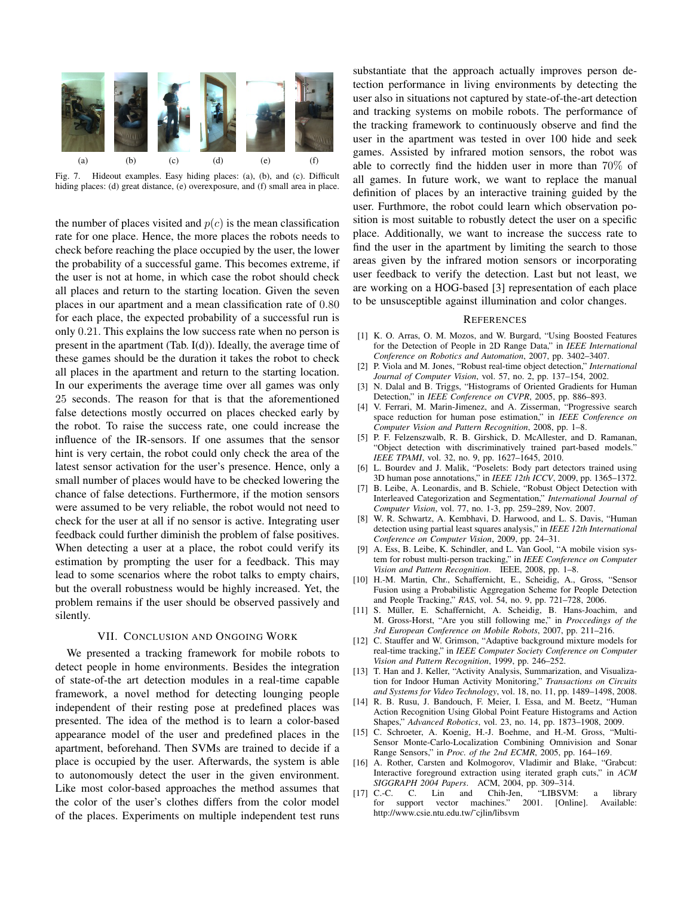(a) (b) (c) (d) (e) (f)

Fig. 7. Hideout examples. Easy hiding places: (a), (b), and (c). Difficult hiding places: (d) great distance, (e) overexposure, and (f) small area in place.

the number of places visited and $p(c)$ is the mean classification rate for one place. Hence, the more places the robots needs to check before reaching the place occupied by the user, the lower the probability of a successful game. This becomes extreme, if the user is not at home, in which case the robot should check all places and return to the starting location. Given the seven places in our apartment and a mean classification rate of $0.80$ for each place, the expected probability of a successful run is only $0.21$. This explains the low success rate when no person is present in the apartment (Tab. I(d)). Ideally, the average time of these games should be the duration it takes the robot to check all places in the apartment and return to the starting location. In our experiments the average time over all games was only $25$ seconds. The reason for that is that the aforementioned false detections mostly occurred on places checked early by the robot. To raise the success rate, one could increase the influence of the IR-sensors. If one assumes that the sensor hint is very certain, the robot could only check the area of the latest sensor activation for the user's presence. Hence, only a small number of places would have to be checked lowering the chance of false detections. Furthermore, if the motion sensors were assumed to be very reliable, the robot would not need to check for the user at all if no sensor is active. Integrating user feedback could further diminish the problem of false positives. When detecting a user at a place, the robot could verify its estimation by prompting the user for a feedback. This may lead to some scenarios where the robot talks to empty chairs, but the overall robustness would be highly increased. Yet, the problem remains if the user should be observed passively and silently.

## VII. Conclusion and Ongoing Work

We presented a tracking framework for mobile robots to detect people in home environments. Besides the integration of state-of-the art detection modules in a real-time capable framework, a novel method for detecting lounging people independent of their resting pose at predefined places was presented. The idea of the method is to learn a color-based appearance model of the user and predefined places in the apartment, beforehand. Then SVMs are trained to decide if a place is occupied by the user. Afterwards, the system is able to autonomously detect the user in the given environment. Like most color-based approaches the method assumes that the color of the user's clothes differs from the color model of the places. Experiments on multiple independent test runs substantiate that the approach actually improves person detection performance in living environments by detecting the user also in situations not captured by state-of-the-art detection and tracking systems on mobile robots. The performance of the tracking framework to continuously observe and find the user in the apartment was tested in over 100 hide and seek games. Assisted by infrared motion sensors, the robot was able to correctly find the hidden user in more than $70\%$ of all games. In future work, we want to replace the manual definition of places by an interactive training guided by the user. Furthermore, the robot could learn which observation position is most suitable to robustly detect the user on a specific place. Additionally, we want to increase the success rate to find the user in the apartment by limiting the search to those areas given by the infrared motion sensors or incorporating user feedback to verify the detection. Last but not least, we are working on a HOG-based [3] representation of each place to be unsusceptible against illumination and color changes.

## References

[1] K. O. Arras, O. M. Mozos, and W. Burgard, "Using Boosted Features for the Detection of People in 2D Range Data," in *IEEE International Conference on Robotics and Automation*, 2007, pp. 3402–3407.

[2] P. Viola and M. Jones, "Robust real-time object detection," *International Journal of Computer Vision*, vol. 57, no. 2, pp. 137–154, 2002.

[3] N. Dalal and B. Triggs, "Histograms of Oriented Gradients for Human Detection," in *IEEE Conference on CVPR*, 2005, pp. 886–893.

[4] V. Ferrari, M. Marin-Jimenez, and A. Zisserman, "Progressive search space reduction for human pose estimation," in *IEEE Conference on Computer Vision and Pattern Recognition*, 2008, pp. 1–8.

[5] P. F. Felzenszwalb, R. B. Girshick, D. McAllester, and D. Ramanan, "Object detection with discriminatively trained part-based models." *IEEE TPAMI*, vol. 32, no. 9, pp. 1627–1645, 2010.

[6] L. Bourdev and J. Malik, "Poselets: Body part detectors trained using 3D human pose annotations," in *IEEE 12th ICCV*, 2009, pp. 1365–1372.

[7] B. Leibe, A. Leonardis, and B. Schiele, "Robust Object Detection with Interleaved Categorization and Segmentation," *International Journal of Computer Vision*, vol. 77, no. 1-3, pp. 259–289, Nov. 2007.

[8] W. R. Schwartz, A. Kembhavi, D. Harwood, and L. S. Davis, "Human detection using partial least squares analysis," in *IEEE 12th International Conference on Computer Vision*, 2009, pp. 24–31.

[9] A. Ess, B. Leibe, K. Schindler, and L. Van Gool, "A mobile vision system for robust multi-person tracking," in *IEEE Conference on Computer Vision and Pattern Recognition*. IEEE, 2008, pp. 1–8.

[10] H.-M. Martin, Chr., Schaffernicht, E., Scheidig, A., Gross, "Sensor Fusion using a Probabilistic Aggregation Scheme for People Detection and People Tracking," *RAS*, vol. 54, no. 9, pp. 721–728, 2006.

[11] S. Müller, E. Schaffernicht, A. Scheidig, B. Hans-Joachim, and M. Gross-Horst, "Are you still following me," in *Proccedings of the 3rd European Conference on Mobile Robots*, 2007, pp. 211–216.

[12] C. Stauffer and W. Grimson, "Adaptive background mixture models for real-time tracking," in *IEEE Computer Society Conference on Computer Vision and Pattern Recognition*, 1999, pp. 246–252.

[13] T. Han and J. Keller, "Activity Analysis, Summarization, and Visualization for Indoor Human Activity Monitoring," *Transactions on Circuits and Systems for Video Technology*, vol. 18, no. 11, pp. 1489–1498, 2008.

[14] R. B. Rusu, J. Bandouch, F. Meier, I. Essa, and M. Beetz, "Human Action Recognition Using Global Point Feature Histograms and Action Shapes," *Advanced Robotics*, vol. 23, no. 14, pp. 1873–1908, 2009.

[15] C. Schroeter, A. Koenig, H.-J. Boehme, and H.-M. Gross, "Multi-Sensor Monte-Carlo-Localization Combining Omnivision and Sonar Range Sensors," in *Proc. of the 2nd ECMR*, 2005, pp. 164–169.

[16] A. Rother, Carsten and Kolmogorov, Vladimir and Blake, "Grabcut: Interactive foreground extraction using iterated graph cuts," in *ACM SIGGRAPH 2004 Papers*. ACM, 2004, pp. 309–314.

[17] C.-C. C. Lin and Chih-Jen, "LIBSVM: a library for support vector machines." 2001. [Online]. Available: http://www.csie.ntu.edu.tw/~cjlin/libsvm